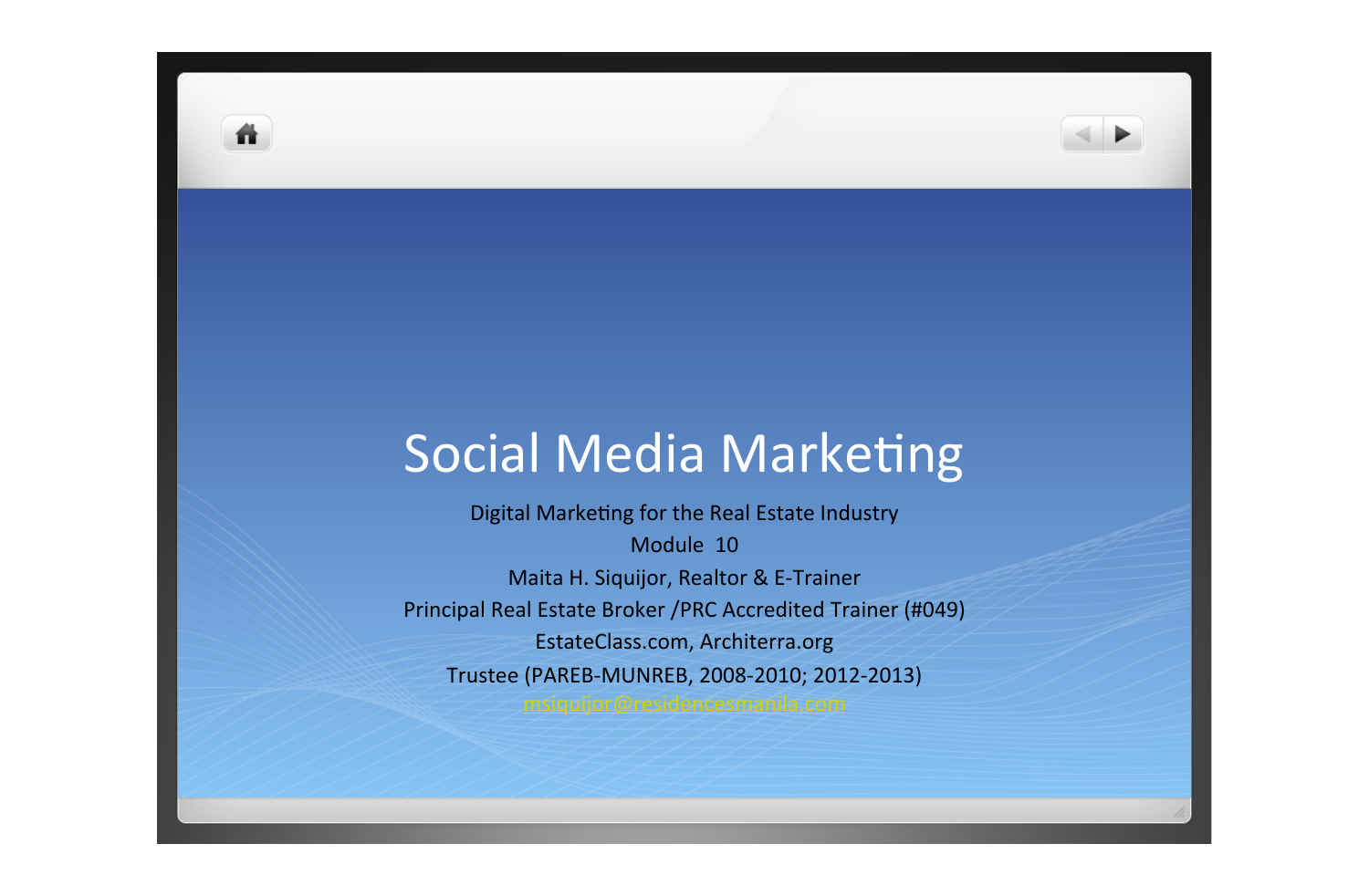# Social Media Marketing

Digital Marketing for the Real Estate Industry

Module 10

Maita H. Siquijor, Realtor & E-Trainer

Principal Real Estate Broker /PRC Accredited Trainer (#049)

EstateClass.com, Architerra.org

Trustee (PAREB-MUNREB, 2008-2010; 2012-2013)

msiquijor@residencesmanila.com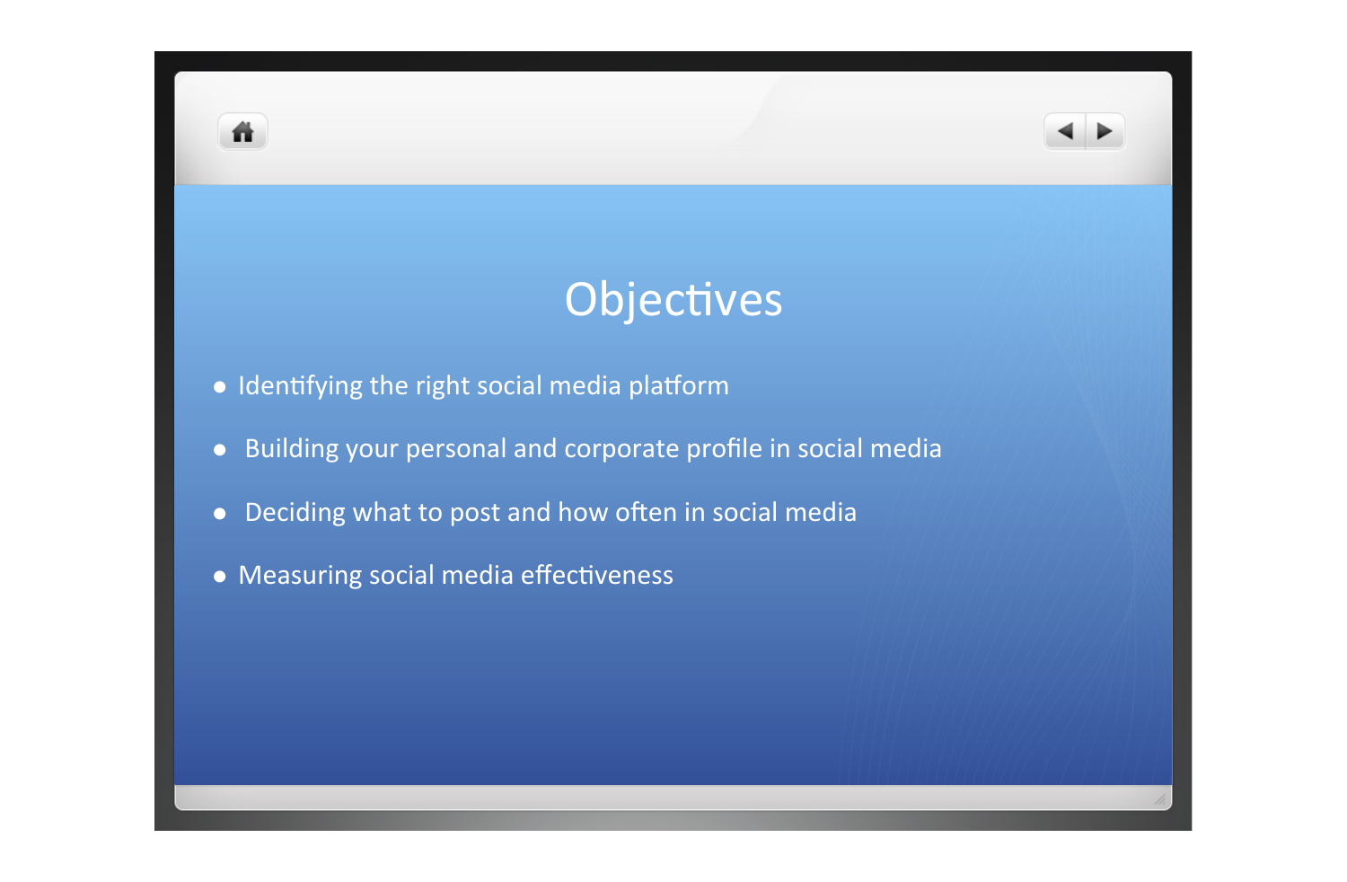# Objectives

- Identifying the right social media platform
- Building your personal and corporate profile in social media
- Deciding what to post and how often in social media
- Measuring social media effectiveness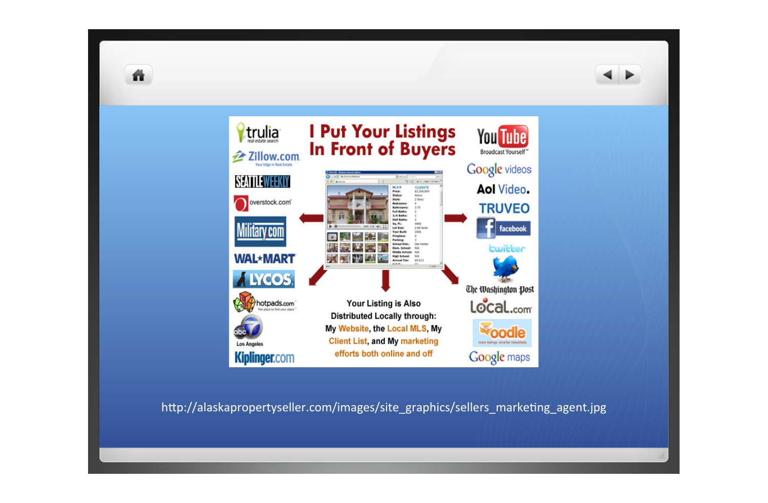# I Put Your Listings In Front of Buyers

trulia
Zillow.com
SEATTLE WEEKLY
overstock.com
Military.com
WAL★MART
LYCOS
hotpads.com
abc7 Los Angeles
Kiplinger.com

YouTube
Google videos
Aol Video.
TRUVEO
facebook
twitter
The Washington Post
Local.com
oodle
Google maps

Your Listing is Also Distributed Locally through: My Website, the Local MLS, My Client List, and My marketing efforts both online and off

http://alaskapropertyseller.com/images/site_graphics/sellers_marketing_agent.jpg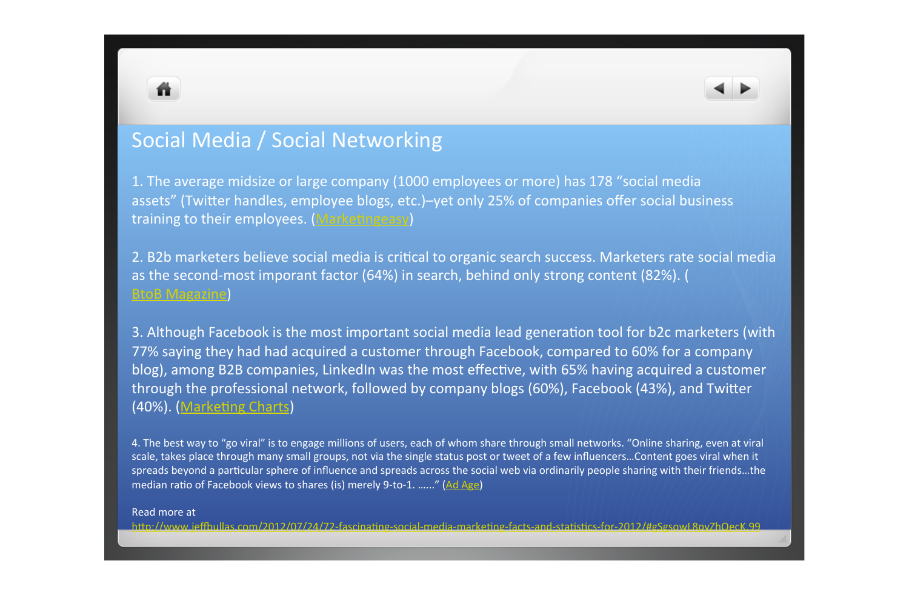# Social Media / Social Networking

1. The average midsize or large company (1000 employees or more) has 178 “social media assets” (Twitter handles, employee blogs, etc.)–yet only 25% of companies offer social business training to their employees. (Marketingeasy)

2. B2b marketers believe social media is critical to organic search success. Marketers rate social media as the second-most imporant factor (64%) in search, behind only strong content (82%). (BtoB Magazine)

3. Although Facebook is the most important social media lead generation tool for b2c marketers (with 77% saying they had had acquired a customer through Facebook, compared to 60% for a company blog), among B2B companies, LinkedIn was the most effective, with 65% having acquired a customer through the professional network, followed by company blogs (60%), Facebook (43%), and Twitter (40%). (Marketing Charts)

4. The best way to “go viral” is to engage millions of users, each of whom share through small networks. “Online sharing, even at viral scale, takes place through many small groups, not via the single status post or tweet of a few influencers…Content goes viral when it spreads beyond a particular sphere of influence and spreads across the social web via ordinarily people sharing with their friends…the median ratio of Facebook views to shares (is) merely 9-to-1. ……” (Ad Age)

Read more at
http://www.jeffbullas.com/2012/07/24/72-fascinating-social-media-marketing-facts-and-statistics-for-2012/#gSgsowL8pyZhQecK.99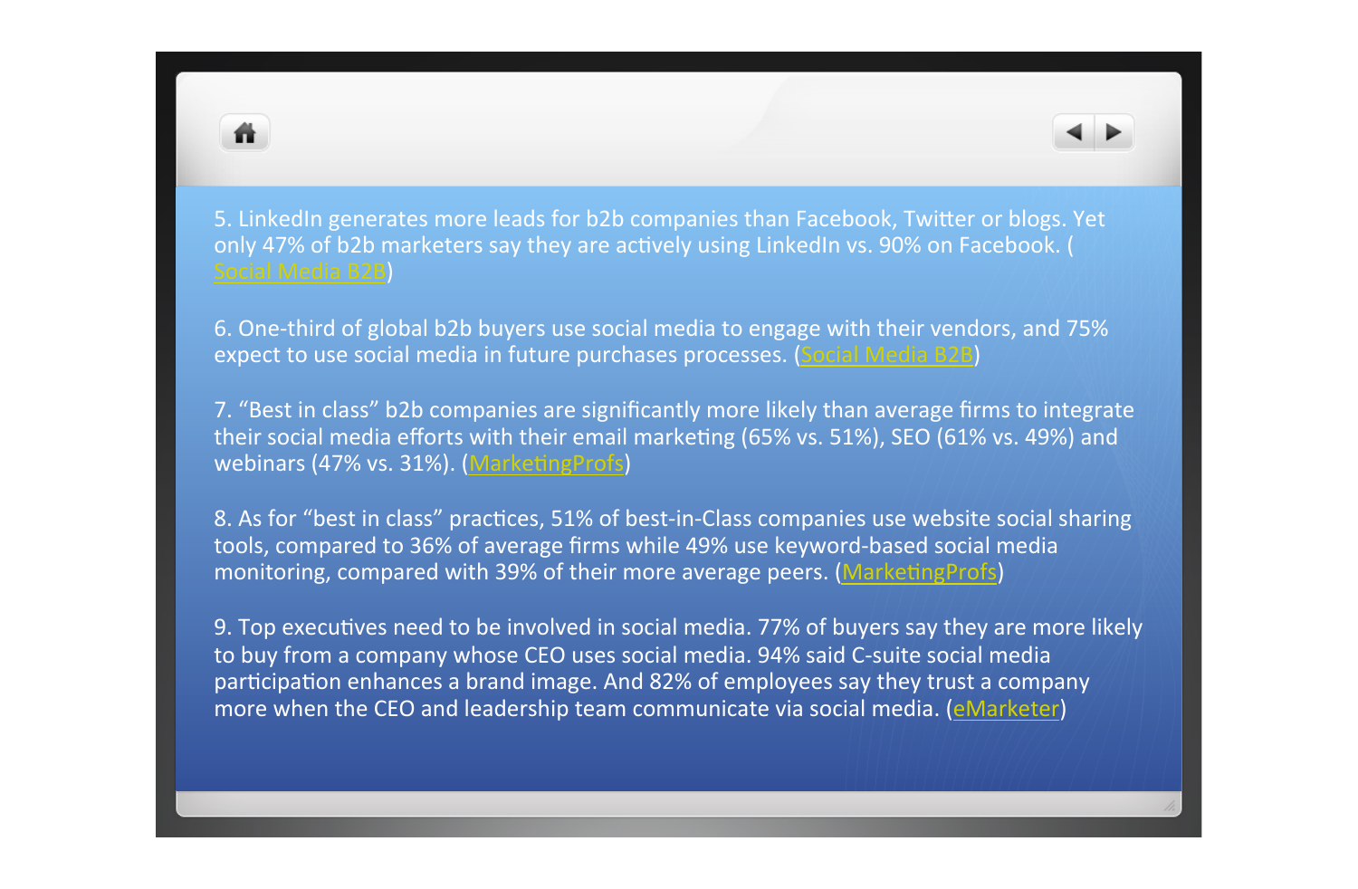5. LinkedIn generates more leads for b2b companies than Facebook, Twitter or blogs. Yet only 47% of b2b marketers say they are actively using LinkedIn vs. 90% on Facebook. (Social Media B2B)

6. One-third of global b2b buyers use social media to engage with their vendors, and 75% expect to use social media in future purchases processes. (Social Media B2B)

7. "Best in class" b2b companies are significantly more likely than average firms to integrate their social media efforts with their email marketing (65% vs. 51%), SEO (61% vs. 49%) and webinars (47% vs. 31%). (MarketingProfs)

8. As for "best in class" practices, 51% of best-in-Class companies use website social sharing tools, compared to 36% of average firms while 49% use keyword-based social media monitoring, compared with 39% of their more average peers. (MarketingProfs)

9. Top executives need to be involved in social media. 77% of buyers say they are more likely to buy from a company whose CEO uses social media. 94% said C-suite social media participation enhances a brand image. And 82% of employees say they trust a company more when the CEO and leadership team communicate via social media. (eMarketer)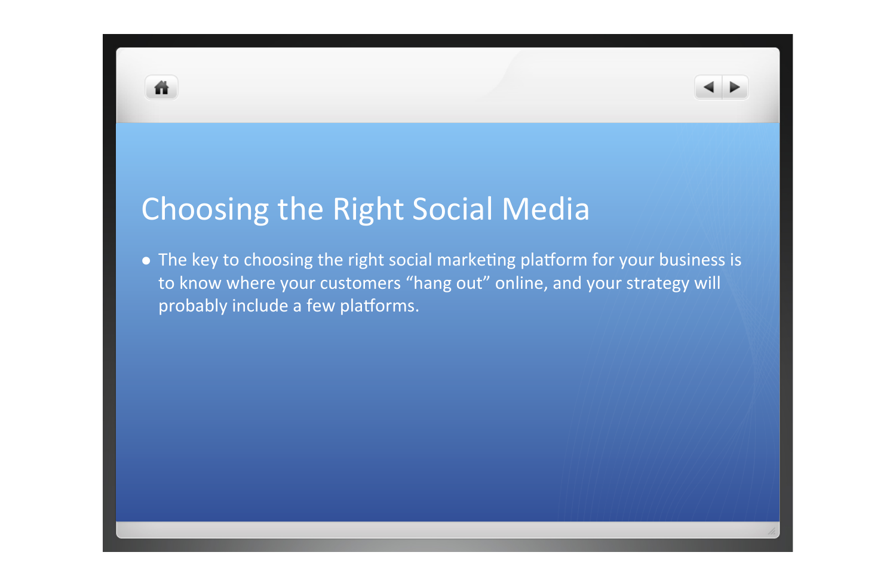# Choosing the Right Social Media

- The key to choosing the right social marketing platform for your business is to know where your customers "hang out" online, and your strategy will probably include a few platforms.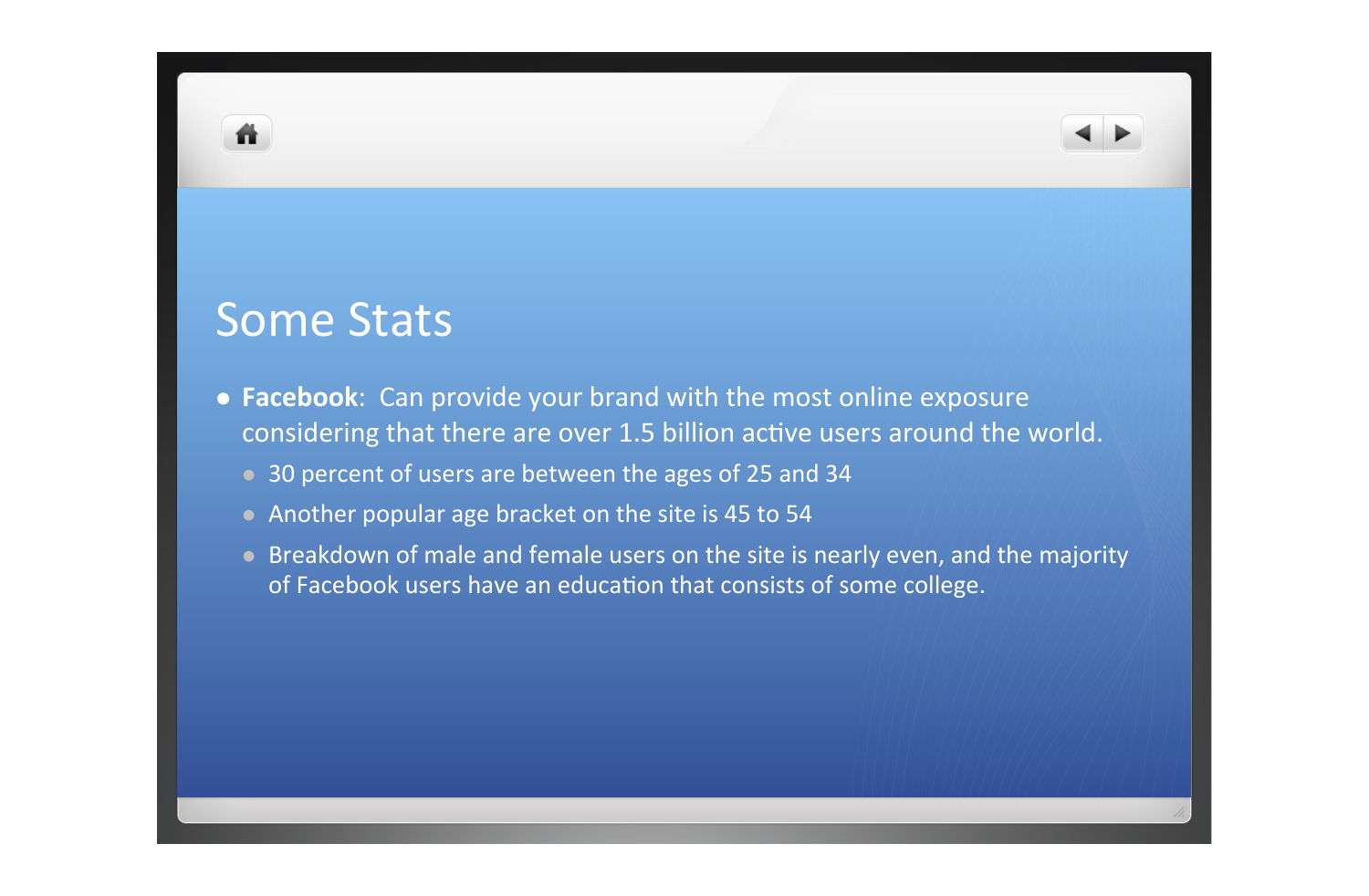# Some Stats

- **Facebook**: Can provide your brand with the most online exposure considering that there are over 1.5 billion active users around the world.
  - 30 percent of users are between the ages of 25 and 34
  - Another popular age bracket on the site is 45 to 54
  - Breakdown of male and female users on the site is nearly even, and the majority of Facebook users have an education that consists of some college.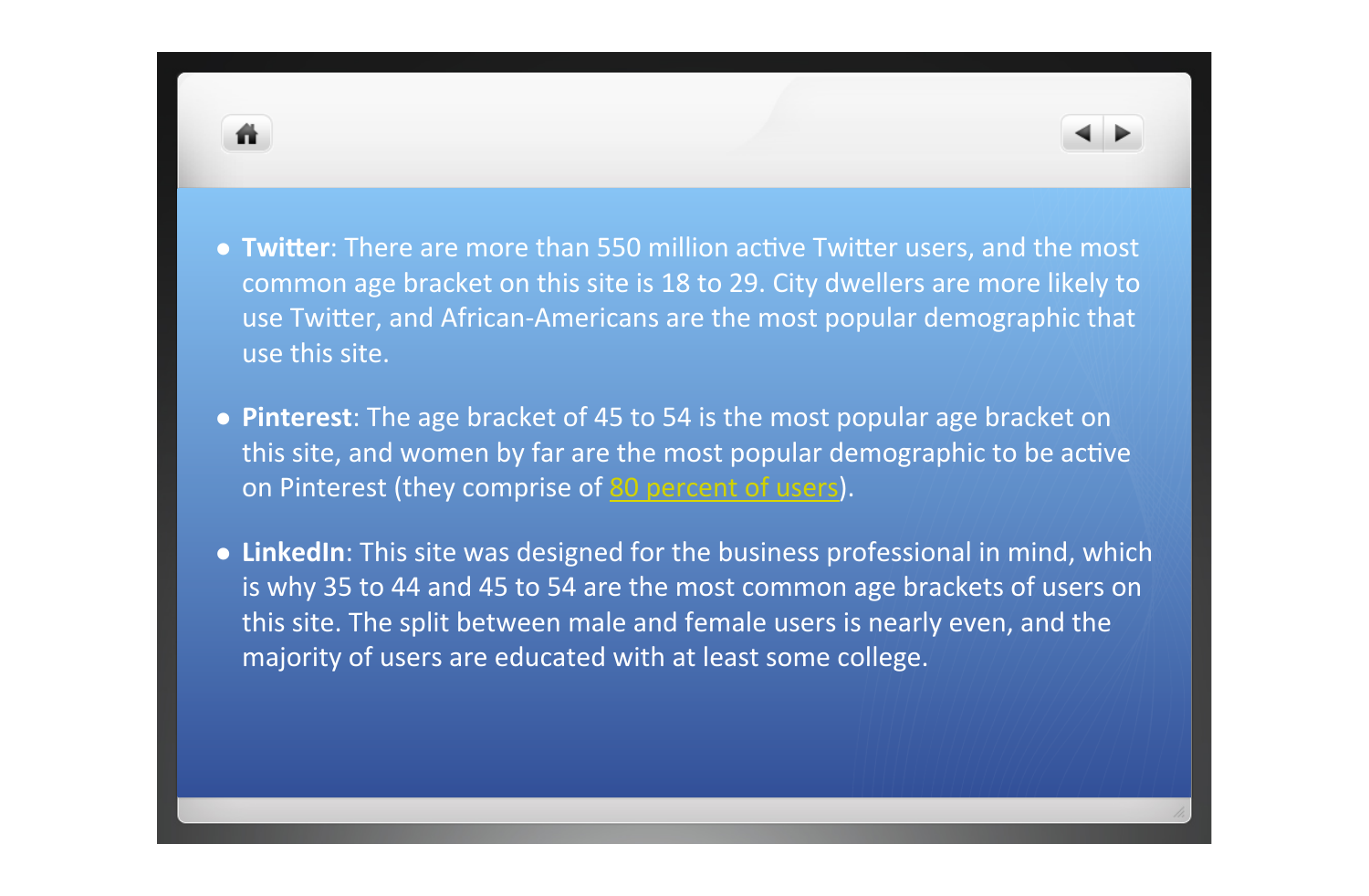- **Twitter**: There are more than 550 million active Twitter users, and the most common age bracket on this site is 18 to 29. City dwellers are more likely to use Twitter, and African-Americans are the most popular demographic that use this site.

- **Pinterest**: The age bracket of 45 to 54 is the most popular age bracket on this site, and women by far are the most popular demographic to be active on Pinterest (they comprise of 80 percent of users).

- **LinkedIn**: This site was designed for the business professional in mind, which is why 35 to 44 and 45 to 54 are the most common age brackets of users on this site. The split between male and female users is nearly even, and the majority of users are educated with at least some college.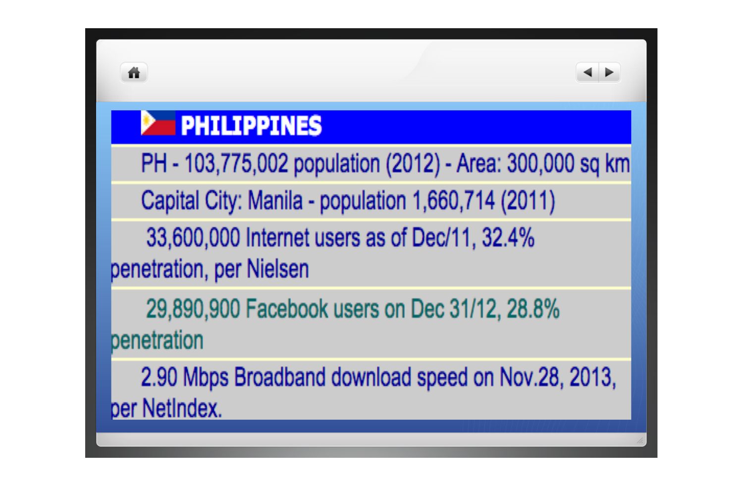# PHILIPPINES

PH - 103,775,002 population (2012) - Area: 300,000 sq km

Capital City: Manila - population 1,660,714 (2011)

33,600,000 Internet users as of Dec/11, 32.4% penetration, per Nielsen

29,890,900 Facebook users on Dec 31/12, 28.8% penetration

2.90 Mbps Broadband download speed on Nov.28, 2013, per NetIndex.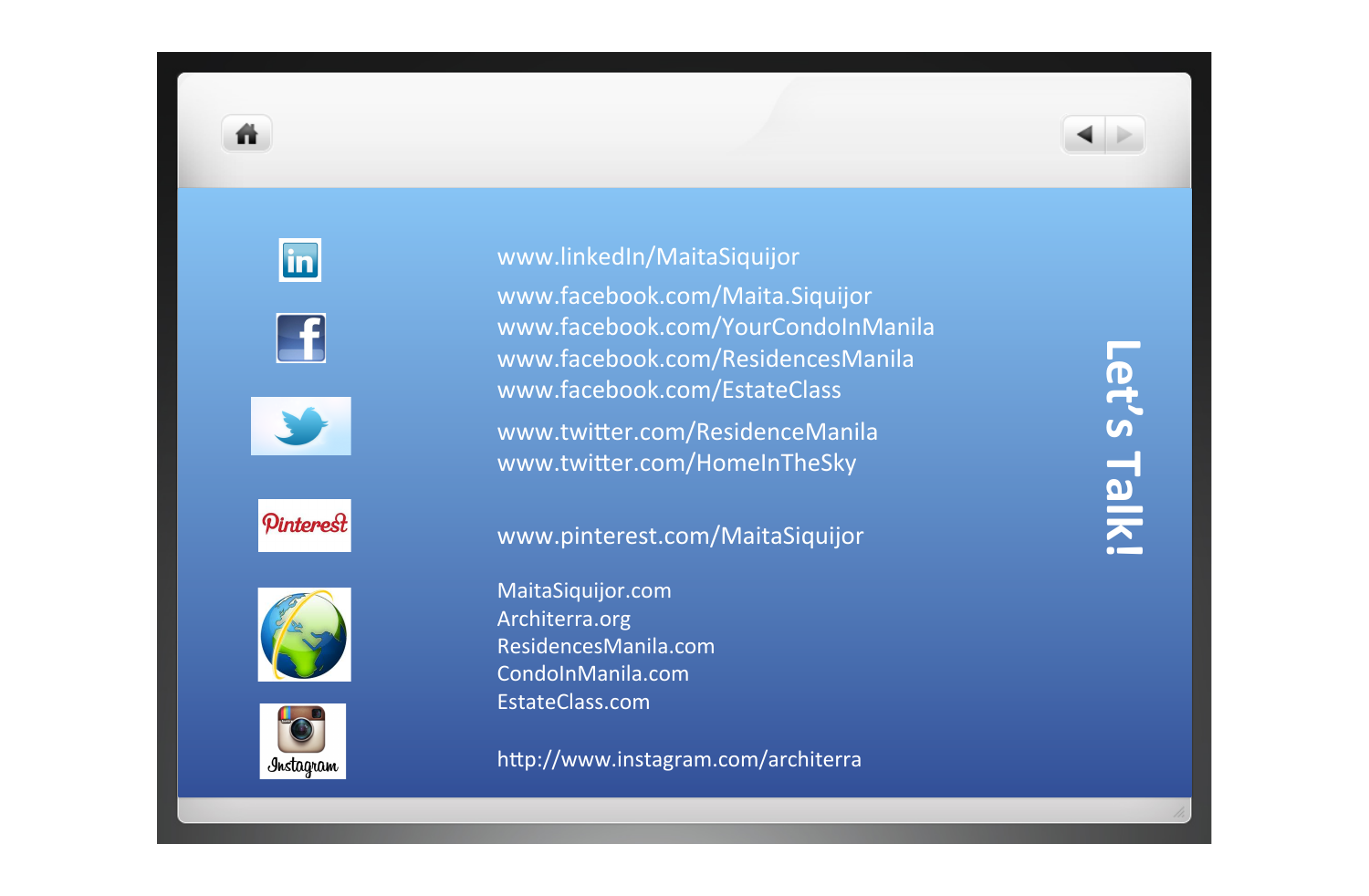# Let's Talk!

www.linkedIn/MaitaSiquijor

www.facebook.com/Maita.Siquijor
www.facebook.com/YourCondoInManila
www.facebook.com/ResidencesManila
www.facebook.com/EstateClass

www.twitter.com/ResidenceManila
www.twitter.com/HomeInTheSky

www.pinterest.com/MaitaSiquijor

MaitaSiquijor.com
Architerra.org
ResidencesManila.com
CondoInManila.com
EstateClass.com

http://www.instagram.com/architerra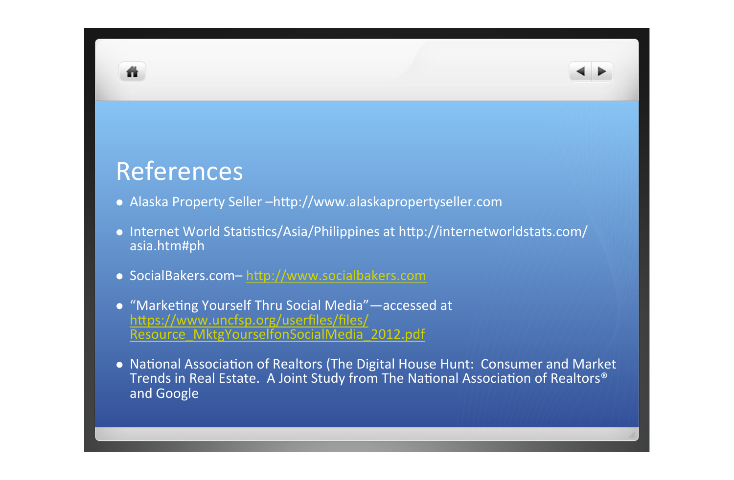# References

- Alaska Property Seller –http://www.alaskapropertyseller.com
- Internet World Statistics/Asia/Philippines at http://internetworldstats.com/asia.htm#ph
- SocialBakers.com– http://www.socialbakers.com
- "Marketing Yourself Thru Social Media"—accessed at https://www.uncfsp.org/userfiles/files/Resource_MktgYourselfonSocialMedia_2012.pdf
- National Association of Realtors (The Digital House Hunt: Consumer and Market Trends in Real Estate. A Joint Study from The National Association of Realtors® and Google